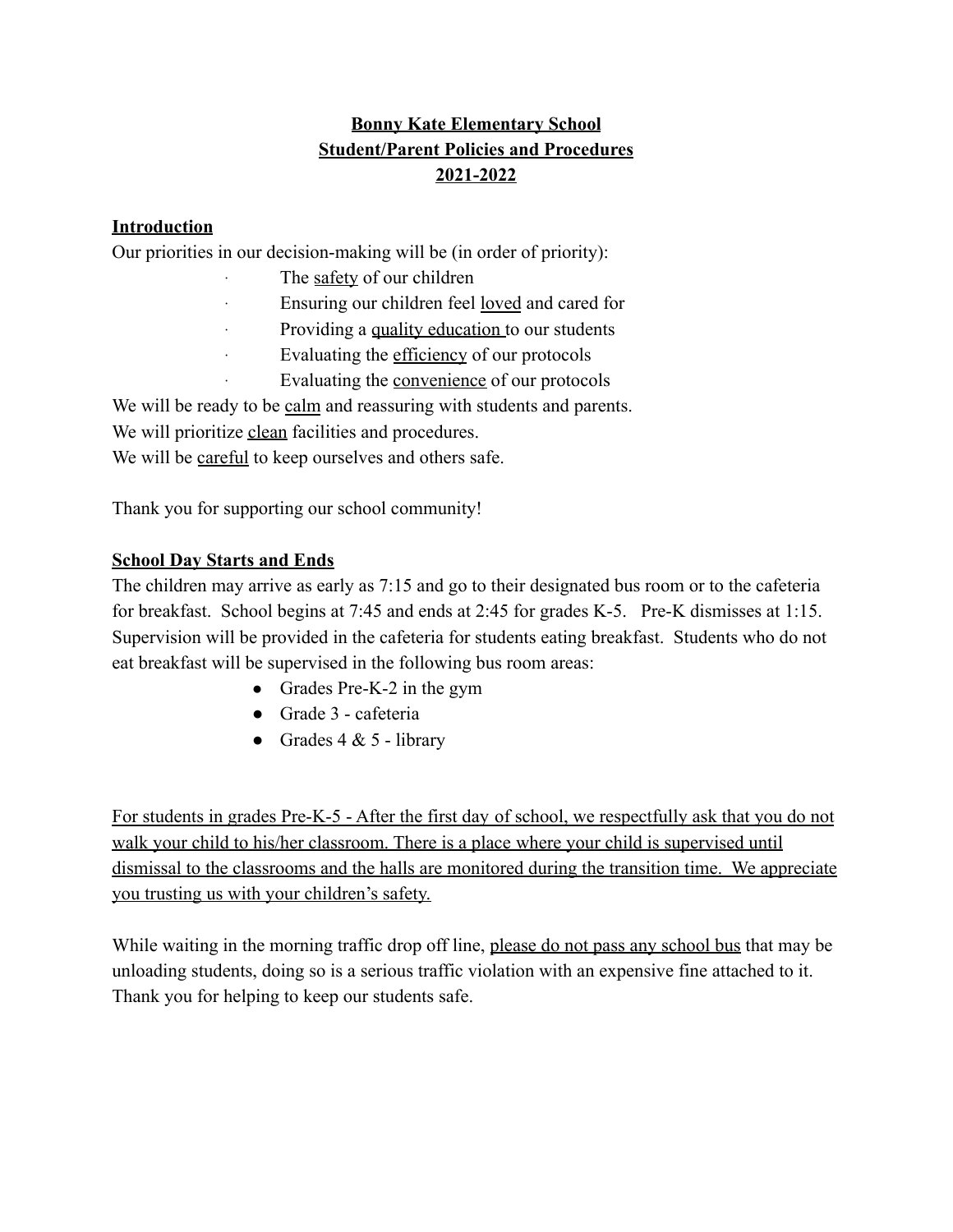# Bonny Kate Elementary School
## Student/Parent Policies and Procedures
## 2021-2022

### Introduction

Our priorities in our decision-making will be (in order of priority):

- The safety of our children
- Ensuring our children feel loved and cared for
- Providing a quality education to our students
- Evaluating the efficiency of our protocols
- Evaluating the convenience of our protocols

We will be ready to be calm and reassuring with students and parents.
We will prioritize clean facilities and procedures.
We will be careful to keep ourselves and others safe.

Thank you for supporting our school community!

### School Day Starts and Ends

The children may arrive as early as 7:15 and go to their designated bus room or to the cafeteria for breakfast. School begins at 7:45 and ends at 2:45 for grades K-5. Pre-K dismisses at 1:15. Supervision will be provided in the cafeteria for students eating breakfast. Students who do not eat breakfast will be supervised in the following bus room areas:

- Grades Pre-K-2 in the gym
- Grade 3 - cafeteria
- Grades 4 & 5 - library

For students in grades Pre-K-5 - After the first day of school, we respectfully ask that you do not walk your child to his/her classroom. There is a place where your child is supervised until dismissal to the classrooms and the halls are monitored during the transition time. We appreciate you trusting us with your children's safety.

While waiting in the morning traffic drop off line, please do not pass any school bus that may be unloading students, doing so is a serious traffic violation with an expensive fine attached to it. Thank you for helping to keep our students safe.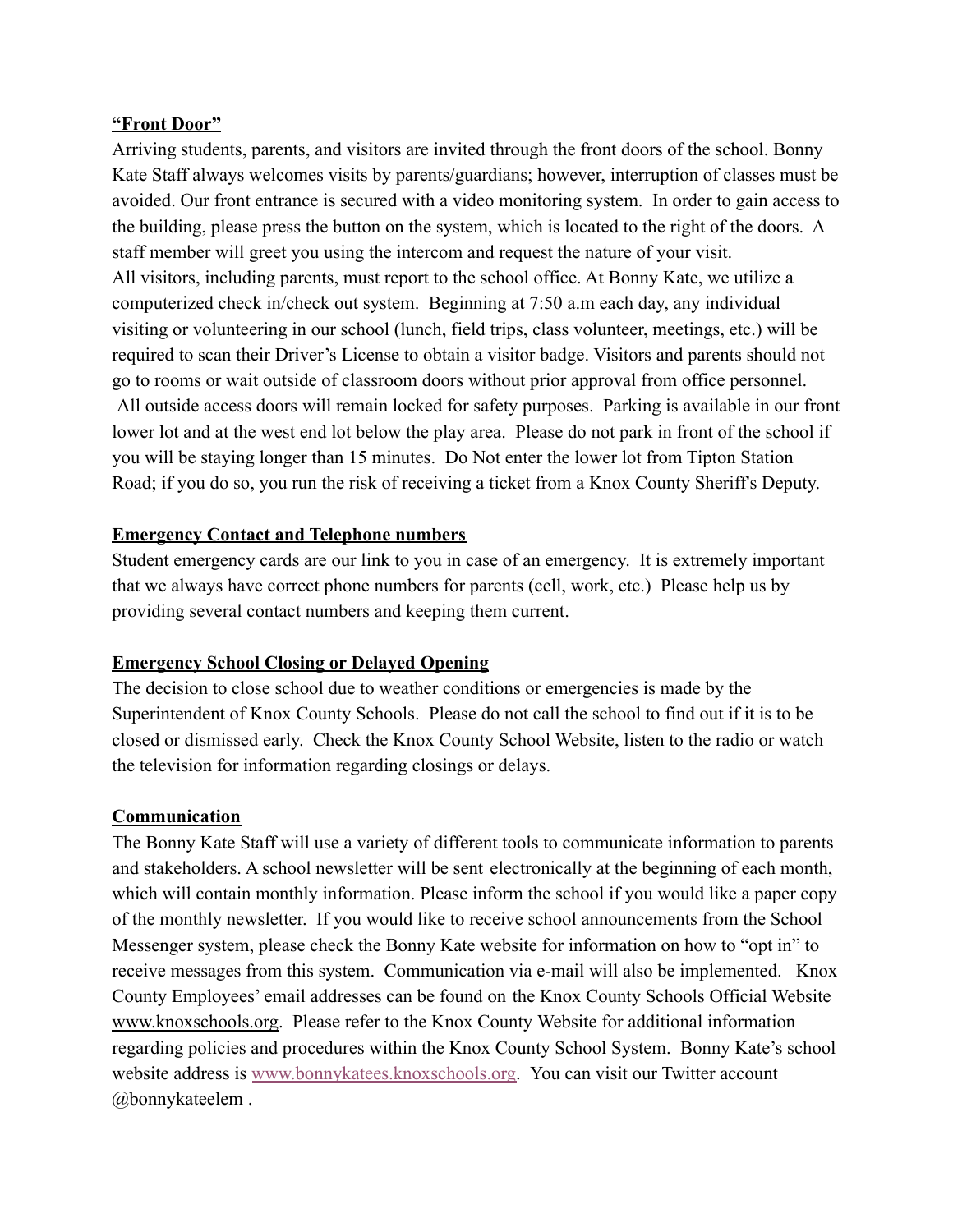**<u>"Front Door"</u>**

Arriving students, parents, and visitors are invited through the front doors of the school. Bonny Kate Staff always welcomes visits by parents/guardians; however, interruption of classes must be avoided. Our front entrance is secured with a video monitoring system. In order to gain access to the building, please press the button on the system, which is located to the right of the doors. A staff member will greet you using the intercom and request the nature of your visit.
All visitors, including parents, must report to the school office. At Bonny Kate, we utilize a computerized check in/check out system. Beginning at 7:50 a.m each day, any individual visiting or volunteering in our school (lunch, field trips, class volunteer, meetings, etc.) will be required to scan their Driver's License to obtain a visitor badge. Visitors and parents should not go to rooms or wait outside of classroom doors without prior approval from office personnel.
All outside access doors will remain locked for safety purposes. Parking is available in our front lower lot and at the west end lot below the play area. Please do not park in front of the school if you will be staying longer than 15 minutes. Do Not enter the lower lot from Tipton Station Road; if you do so, you run the risk of receiving a ticket from a Knox County Sheriff's Deputy.

**<u>Emergency Contact and Telephone numbers</u>**

Student emergency cards are our link to you in case of an emergency. It is extremely important that we always have correct phone numbers for parents (cell, work, etc.) Please help us by providing several contact numbers and keeping them current.

**<u>Emergency School Closing or Delayed Opening</u>**

The decision to close school due to weather conditions or emergencies is made by the Superintendent of Knox County Schools. Please do not call the school to find out if it is to be closed or dismissed early. Check the Knox County School Website, listen to the radio or watch the television for information regarding closings or delays.

**<u>Communication</u>**

The Bonny Kate Staff will use a variety of different tools to communicate information to parents and stakeholders. A school newsletter will be sent electronically at the beginning of each month, which will contain monthly information. Please inform the school if you would like a paper copy of the monthly newsletter. If you would like to receive school announcements from the School Messenger system, please check the Bonny Kate website for information on how to "opt in" to receive messages from this system. Communication via e-mail will also be implemented. Knox County Employees' email addresses can be found on the Knox County Schools Official Website www.knoxschools.org. Please refer to the Knox County Website for additional information regarding policies and procedures within the Knox County School System. Bonny Kate's school website address is www.bonnykatees.knoxschools.org. You can visit our Twitter account @bonnykateelem .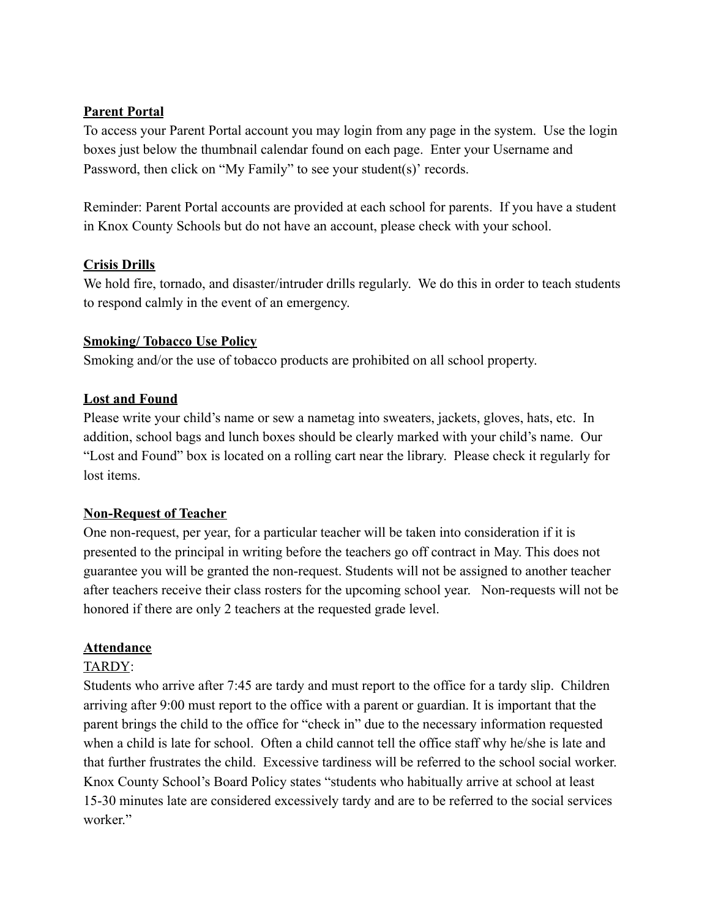**Parent Portal**

To access your Parent Portal account you may login from any page in the system. Use the login boxes just below the thumbnail calendar found on each page. Enter your Username and Password, then click on "My Family" to see your student(s)' records.

Reminder: Parent Portal accounts are provided at each school for parents. If you have a student in Knox County Schools but do not have an account, please check with your school.

**Crisis Drills**

We hold fire, tornado, and disaster/intruder drills regularly. We do this in order to teach students to respond calmly in the event of an emergency.

**Smoking/ Tobacco Use Policy**

Smoking and/or the use of tobacco products are prohibited on all school property.

**Lost and Found**

Please write your child's name or sew a nametag into sweaters, jackets, gloves, hats, etc. In addition, school bags and lunch boxes should be clearly marked with your child's name. Our "Lost and Found" box is located on a rolling cart near the library. Please check it regularly for lost items.

**Non-Request of Teacher**

One non-request, per year, for a particular teacher will be taken into consideration if it is presented to the principal in writing before the teachers go off contract in May. This does not guarantee you will be granted the non-request. Students will not be assigned to another teacher after teachers receive their class rosters for the upcoming school year. Non-requests will not be honored if there are only 2 teachers at the requested grade level.

**Attendance**

TARDY:

Students who arrive after 7:45 are tardy and must report to the office for a tardy slip. Children arriving after 9:00 must report to the office with a parent or guardian. It is important that the parent brings the child to the office for "check in" due to the necessary information requested when a child is late for school. Often a child cannot tell the office staff why he/she is late and that further frustrates the child. Excessive tardiness will be referred to the school social worker. Knox County School's Board Policy states "students who habitually arrive at school at least 15-30 minutes late are considered excessively tardy and are to be referred to the social services worker."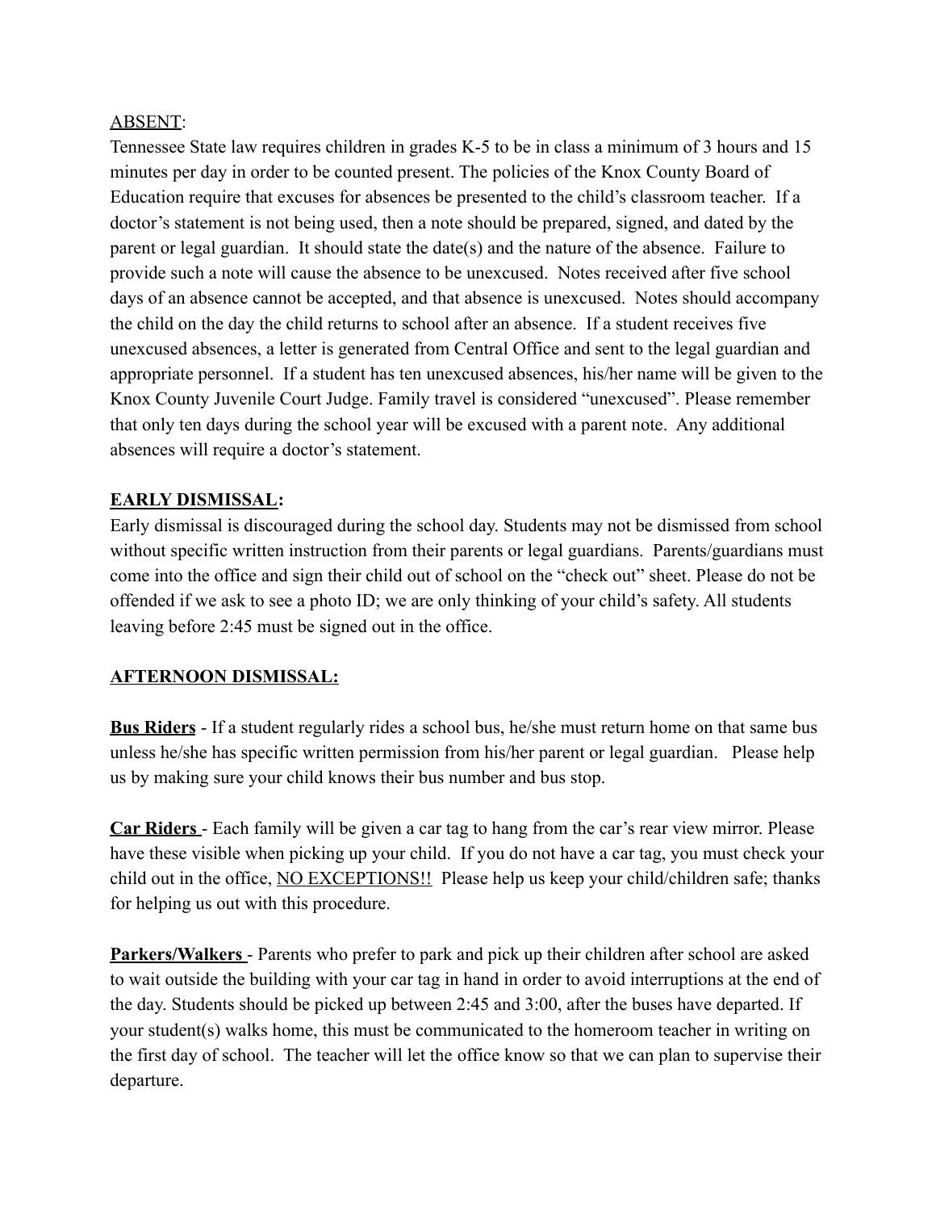ABSENT:

Tennessee State law requires children in grades K-5 to be in class a minimum of 3 hours and 15 minutes per day in order to be counted present. The policies of the Knox County Board of Education require that excuses for absences be presented to the child's classroom teacher. If a doctor's statement is not being used, then a note should be prepared, signed, and dated by the parent or legal guardian. It should state the date(s) and the nature of the absence. Failure to provide such a note will cause the absence to be unexcused. Notes received after five school days of an absence cannot be accepted, and that absence is unexcused. Notes should accompany the child on the day the child returns to school after an absence. If a student receives five unexcused absences, a letter is generated from Central Office and sent to the legal guardian and appropriate personnel. If a student has ten unexcused absences, his/her name will be given to the Knox County Juvenile Court Judge. Family travel is considered "unexcused". Please remember that only ten days during the school year will be excused with a parent note. Any additional absences will require a doctor's statement.

**EARLY DISMISSAL:**

Early dismissal is discouraged during the school day. Students may not be dismissed from school without specific written instruction from their parents or legal guardians. Parents/guardians must come into the office and sign their child out of school on the "check out" sheet. Please do not be offended if we ask to see a photo ID; we are only thinking of your child's safety. All students leaving before 2:45 must be signed out in the office.

**AFTERNOON DISMISSAL:**

**Bus Riders** - If a student regularly rides a school bus, he/she must return home on that same bus unless he/she has specific written permission from his/her parent or legal guardian. Please help us by making sure your child knows their bus number and bus stop.

**Car Riders** - Each family will be given a car tag to hang from the car's rear view mirror. Please have these visible when picking up your child. If you do not have a car tag, you must check your child out in the office, NO EXCEPTIONS!! Please help us keep your child/children safe; thanks for helping us out with this procedure.

**Parkers/Walkers** - Parents who prefer to park and pick up their children after school are asked to wait outside the building with your car tag in hand in order to avoid interruptions at the end of the day. Students should be picked up between 2:45 and 3:00, after the buses have departed. If your student(s) walks home, this must be communicated to the homeroom teacher in writing on the first day of school. The teacher will let the office know so that we can plan to supervise their departure.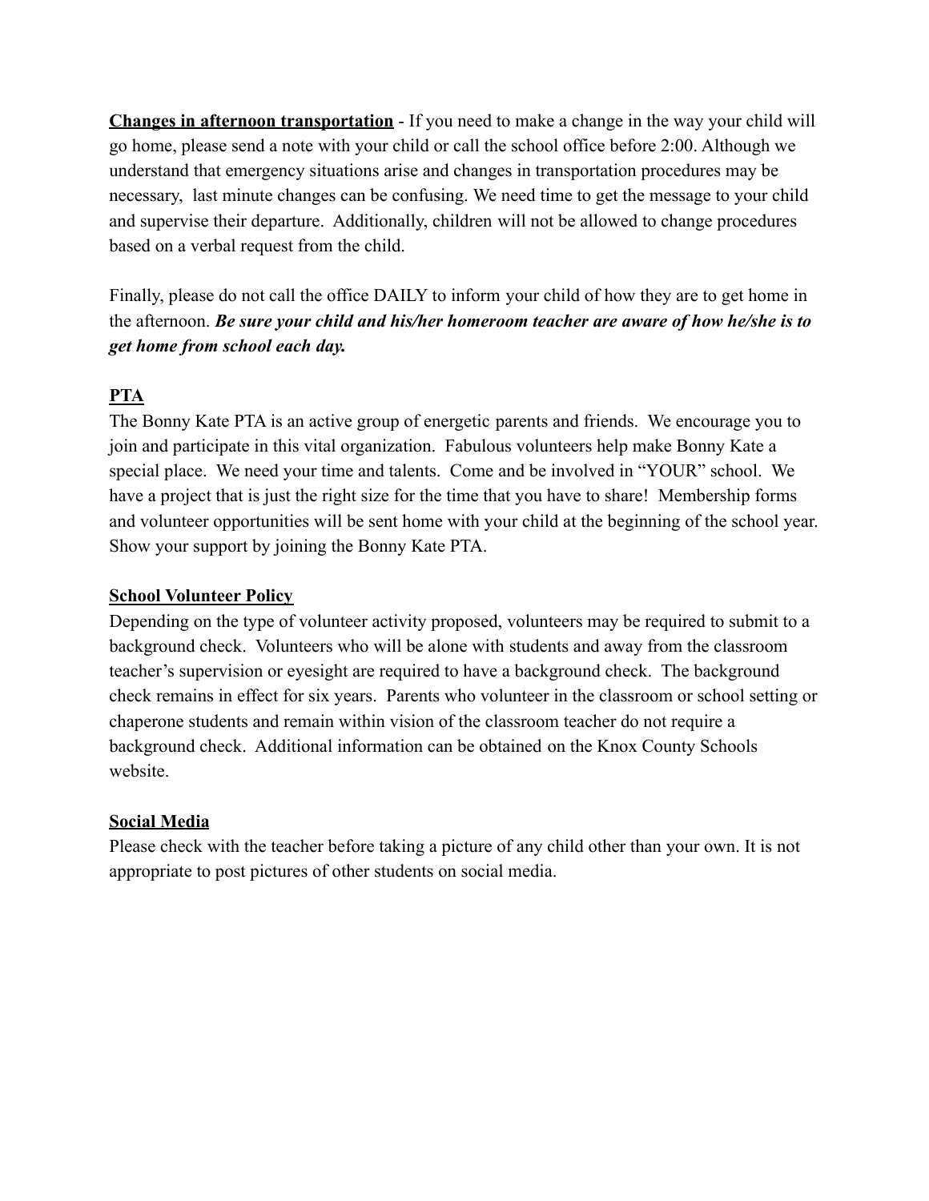**<u>Changes in afternoon transportation</u>** - If you need to make a change in the way your child will go home, please send a note with your child or call the school office before 2:00. Although we understand that emergency situations arise and changes in transportation procedures may be necessary, last minute changes can be confusing. We need time to get the message to your child and supervise their departure. Additionally, children will not be allowed to change procedures based on a verbal request from the child.

Finally, please do not call the office DAILY to inform your child of how they are to get home in the afternoon. ***Be sure your child and his/her homeroom teacher are aware of how he/she is to get home from school each day.***

**<u>PTA</u>**

The Bonny Kate PTA is an active group of energetic parents and friends. We encourage you to join and participate in this vital organization. Fabulous volunteers help make Bonny Kate a special place. We need your time and talents. Come and be involved in "YOUR" school. We have a project that is just the right size for the time that you have to share! Membership forms and volunteer opportunities will be sent home with your child at the beginning of the school year. Show your support by joining the Bonny Kate PTA.

**<u>School Volunteer Policy</u>**

Depending on the type of volunteer activity proposed, volunteers may be required to submit to a background check. Volunteers who will be alone with students and away from the classroom teacher's supervision or eyesight are required to have a background check. The background check remains in effect for six years. Parents who volunteer in the classroom or school setting or chaperone students and remain within vision of the classroom teacher do not require a background check. Additional information can be obtained on the Knox County Schools website.

**<u>Social Media</u>**

Please check with the teacher before taking a picture of any child other than your own. It is not appropriate to post pictures of other students on social media.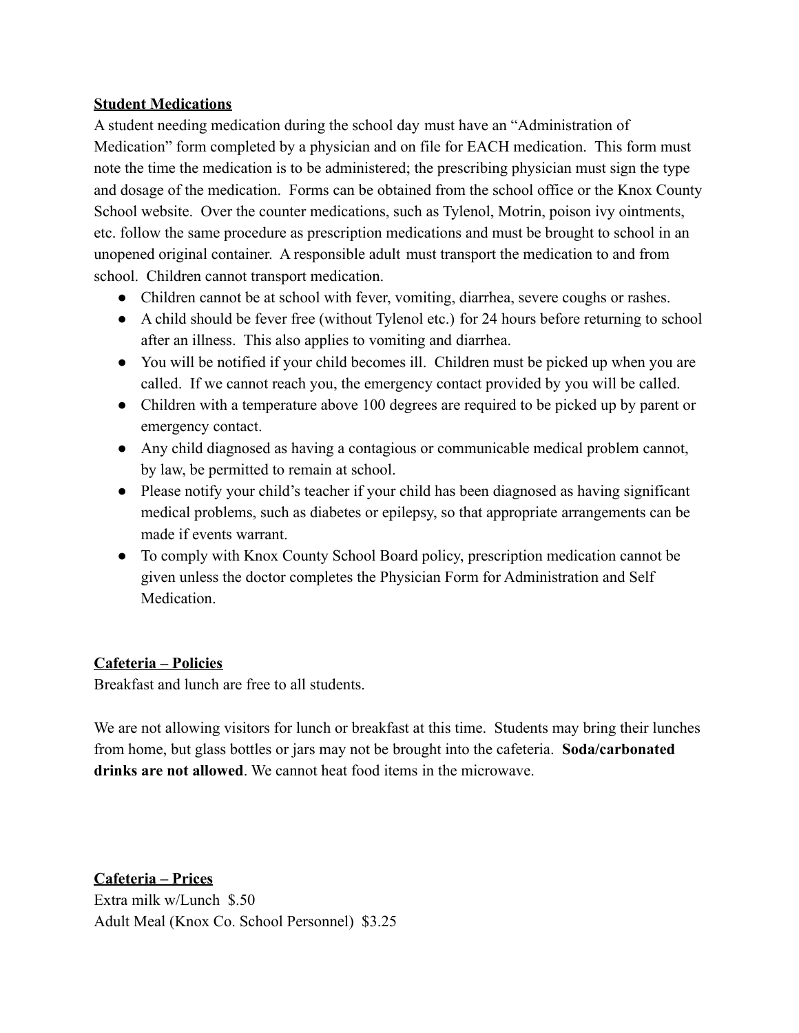**Student Medications**

A student needing medication during the school day must have an "Administration of Medication" form completed by a physician and on file for EACH medication. This form must note the time the medication is to be administered; the prescribing physician must sign the type and dosage of the medication. Forms can be obtained from the school office or the Knox County School website. Over the counter medications, such as Tylenol, Motrin, poison ivy ointments, etc. follow the same procedure as prescription medications and must be brought to school in an unopened original container. A responsible adult must transport the medication to and from school. Children cannot transport medication.

- Children cannot be at school with fever, vomiting, diarrhea, severe coughs or rashes.
- A child should be fever free (without Tylenol etc.) for 24 hours before returning to school after an illness. This also applies to vomiting and diarrhea.
- You will be notified if your child becomes ill. Children must be picked up when you are called. If we cannot reach you, the emergency contact provided by you will be called.
- Children with a temperature above 100 degrees are required to be picked up by parent or emergency contact.
- Any child diagnosed as having a contagious or communicable medical problem cannot, by law, be permitted to remain at school.
- Please notify your child's teacher if your child has been diagnosed as having significant medical problems, such as diabetes or epilepsy, so that appropriate arrangements can be made if events warrant.
- To comply with Knox County School Board policy, prescription medication cannot be given unless the doctor completes the Physician Form for Administration and Self Medication.

**Cafeteria – Policies**

Breakfast and lunch are free to all students.

We are not allowing visitors for lunch or breakfast at this time. Students may bring their lunches from home, but glass bottles or jars may not be brought into the cafeteria. **Soda/carbonated drinks are not allowed**. We cannot heat food items in the microwave.

**Cafeteria – Prices**

Extra milk w/Lunch $.50
Adult Meal (Knox Co. School Personnel) $3.25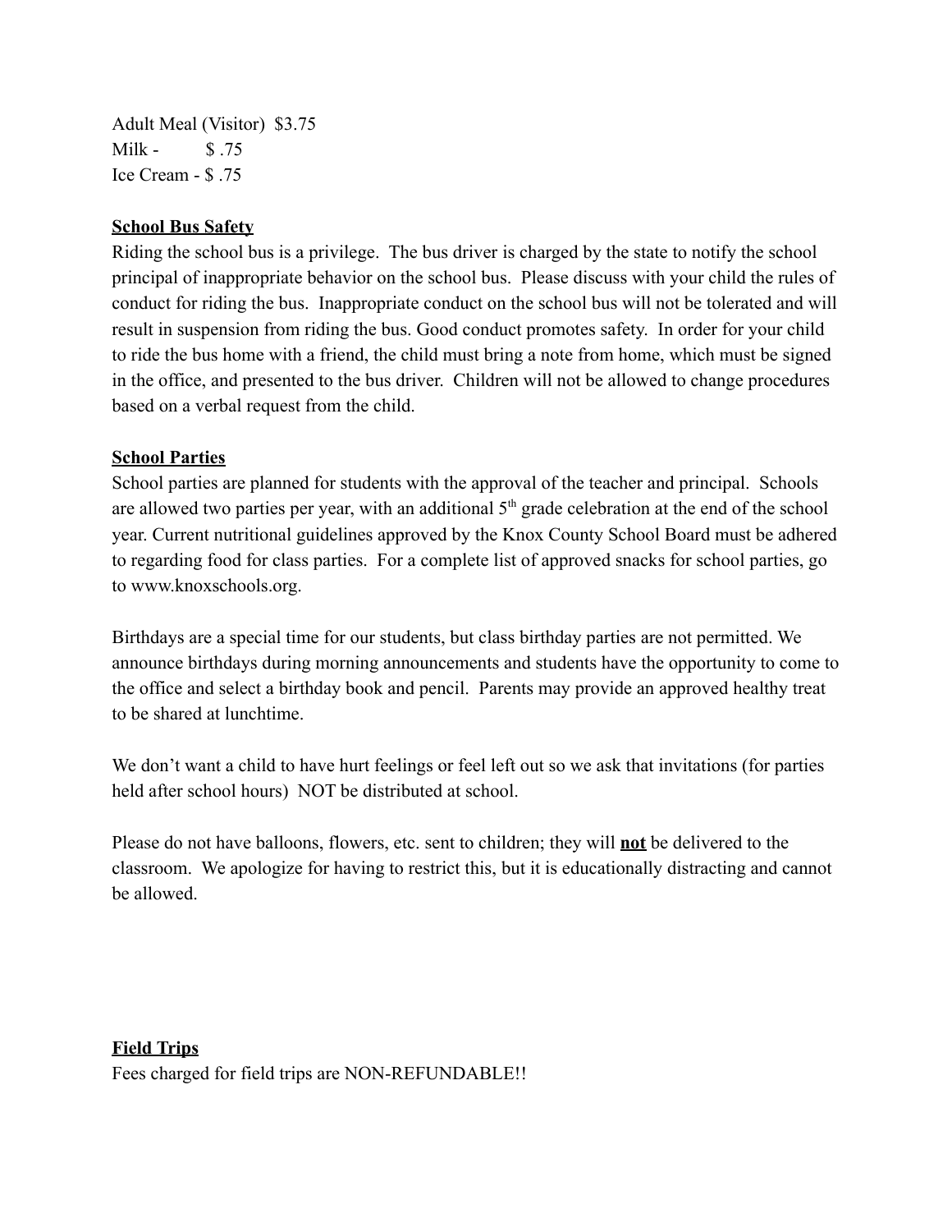Adult Meal (Visitor) $3.75
Milk - $ .75
Ice Cream - $ .75

**School Bus Safety**

Riding the school bus is a privilege. The bus driver is charged by the state to notify the school principal of inappropriate behavior on the school bus. Please discuss with your child the rules of conduct for riding the bus. Inappropriate conduct on the school bus will not be tolerated and will result in suspension from riding the bus. Good conduct promotes safety. In order for your child to ride the bus home with a friend, the child must bring a note from home, which must be signed in the office, and presented to the bus driver. Children will not be allowed to change procedures based on a verbal request from the child.

**School Parties**

School parties are planned for students with the approval of the teacher and principal. Schools are allowed two parties per year, with an additional 5th grade celebration at the end of the school year. Current nutritional guidelines approved by the Knox County School Board must be adhered to regarding food for class parties. For a complete list of approved snacks for school parties, go to www.knoxschools.org.

Birthdays are a special time for our students, but class birthday parties are not permitted. We announce birthdays during morning announcements and students have the opportunity to come to the office and select a birthday book and pencil. Parents may provide an approved healthy treat to be shared at lunchtime.

We don't want a child to have hurt feelings or feel left out so we ask that invitations (for parties held after school hours) NOT be distributed at school.

Please do not have balloons, flowers, etc. sent to children; they will **not** be delivered to the classroom. We apologize for having to restrict this, but it is educationally distracting and cannot be allowed.

**Field Trips**

Fees charged for field trips are NON-REFUNDABLE!!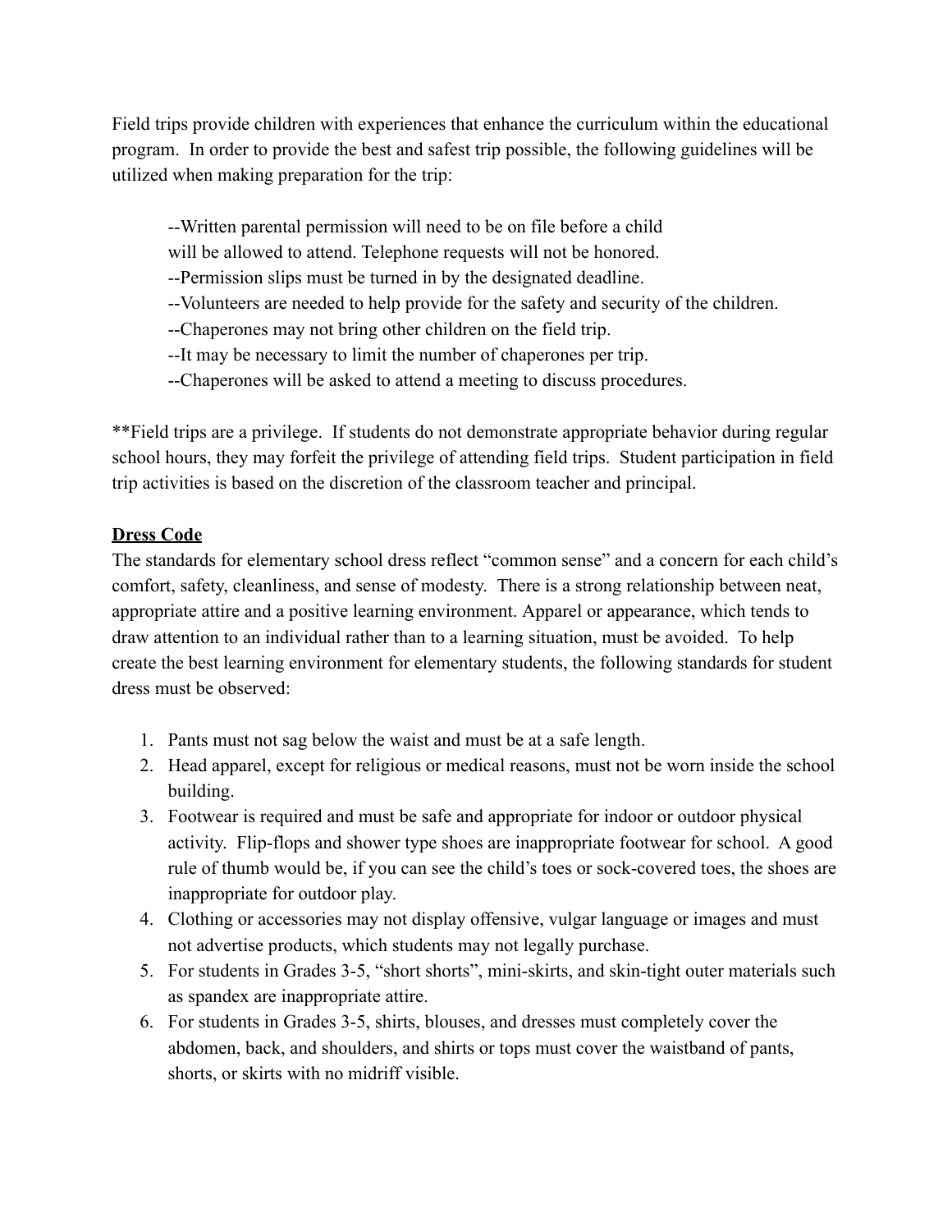Field trips provide children with experiences that enhance the curriculum within the educational program. In order to provide the best and safest trip possible, the following guidelines will be utilized when making preparation for the trip:

--Written parental permission will need to be on file before a child will be allowed to attend. Telephone requests will not be honored.
--Permission slips must be turned in by the designated deadline.
--Volunteers are needed to help provide for the safety and security of the children.
--Chaperones may not bring other children on the field trip.
--It may be necessary to limit the number of chaperones per trip.
--Chaperones will be asked to attend a meeting to discuss procedures.

**Field trips are a privilege. If students do not demonstrate appropriate behavior during regular school hours, they may forfeit the privilege of attending field trips. Student participation in field trip activities is based on the discretion of the classroom teacher and principal.

## Dress Code

The standards for elementary school dress reflect "common sense" and a concern for each child's comfort, safety, cleanliness, and sense of modesty. There is a strong relationship between neat, appropriate attire and a positive learning environment. Apparel or appearance, which tends to draw attention to an individual rather than to a learning situation, must be avoided. To help create the best learning environment for elementary students, the following standards for student dress must be observed:

1. Pants must not sag below the waist and must be at a safe length.
2. Head apparel, except for religious or medical reasons, must not be worn inside the school building.
3. Footwear is required and must be safe and appropriate for indoor or outdoor physical activity. Flip-flops and shower type shoes are inappropriate footwear for school. A good rule of thumb would be, if you can see the child's toes or sock-covered toes, the shoes are inappropriate for outdoor play.
4. Clothing or accessories may not display offensive, vulgar language or images and must not advertise products, which students may not legally purchase.
5. For students in Grades 3-5, "short shorts", mini-skirts, and skin-tight outer materials such as spandex are inappropriate attire.
6. For students in Grades 3-5, shirts, blouses, and dresses must completely cover the abdomen, back, and shoulders, and shirts or tops must cover the waistband of pants, shorts, or skirts with no midriff visible.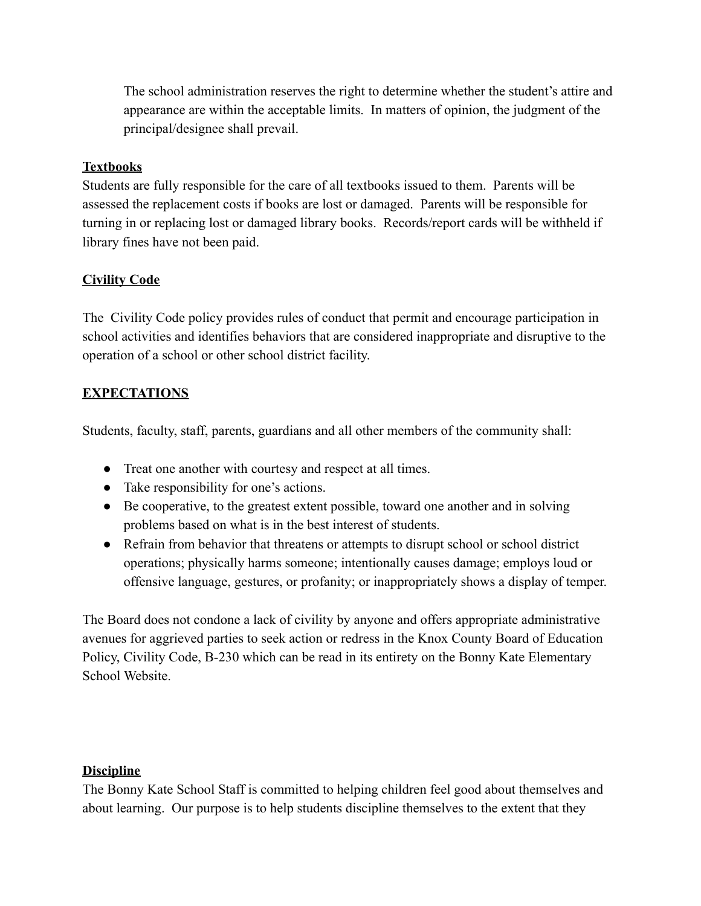The school administration reserves the right to determine whether the student's attire and appearance are within the acceptable limits. In matters of opinion, the judgment of the principal/designee shall prevail.

**Textbooks**

Students are fully responsible for the care of all textbooks issued to them. Parents will be assessed the replacement costs if books are lost or damaged. Parents will be responsible for turning in or replacing lost or damaged library books. Records/report cards will be withheld if library fines have not been paid.

**Civility Code**

The Civility Code policy provides rules of conduct that permit and encourage participation in school activities and identifies behaviors that are considered inappropriate and disruptive to the operation of a school or other school district facility.

**EXPECTATIONS**

Students, faculty, staff, parents, guardians and all other members of the community shall:

- Treat one another with courtesy and respect at all times.
- Take responsibility for one's actions.
- Be cooperative, to the greatest extent possible, toward one another and in solving problems based on what is in the best interest of students.
- Refrain from behavior that threatens or attempts to disrupt school or school district operations; physically harms someone; intentionally causes damage; employs loud or offensive language, gestures, or profanity; or inappropriately shows a display of temper.

The Board does not condone a lack of civility by anyone and offers appropriate administrative avenues for aggrieved parties to seek action or redress in the Knox County Board of Education Policy, Civility Code, B-230 which can be read in its entirety on the Bonny Kate Elementary School Website.

**Discipline**

The Bonny Kate School Staff is committed to helping children feel good about themselves and about learning. Our purpose is to help students discipline themselves to the extent that they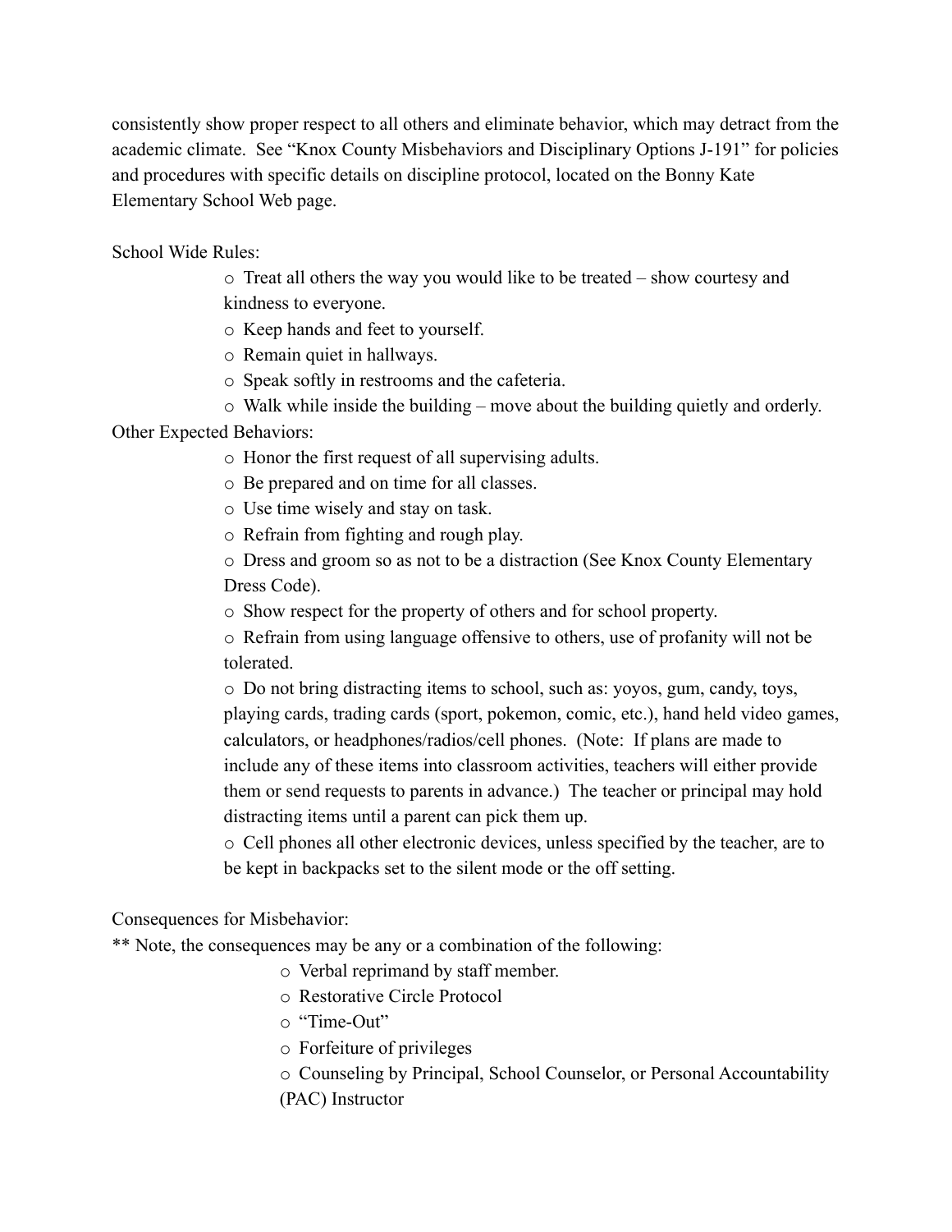consistently show proper respect to all others and eliminate behavior, which may detract from the academic climate. See "Knox County Misbehaviors and Disciplinary Options J-191" for policies and procedures with specific details on discipline protocol, located on the Bonny Kate Elementary School Web page.

School Wide Rules:

- Treat all others the way you would like to be treated – show courtesy and kindness to everyone.
- Keep hands and feet to yourself.
- Remain quiet in hallways.
- Speak softly in restrooms and the cafeteria.
- Walk while inside the building – move about the building quietly and orderly.

Other Expected Behaviors:

- Honor the first request of all supervising adults.
- Be prepared and on time for all classes.
- Use time wisely and stay on task.
- Refrain from fighting and rough play.
- Dress and groom so as not to be a distraction (See Knox County Elementary Dress Code).
- Show respect for the property of others and for school property.
- Refrain from using language offensive to others, use of profanity will not be tolerated.
- Do not bring distracting items to school, such as: yoyos, gum, candy, toys, playing cards, trading cards (sport, pokemon, comic, etc.), hand held video games, calculators, or headphones/radios/cell phones. (Note: If plans are made to include any of these items into classroom activities, teachers will either provide them or send requests to parents in advance.) The teacher or principal may hold distracting items until a parent can pick them up.
- Cell phones all other electronic devices, unless specified by the teacher, are to be kept in backpacks set to the silent mode or the off setting.

Consequences for Misbehavior:

** Note, the consequences may be any or a combination of the following:

- Verbal reprimand by staff member.
- Restorative Circle Protocol
- "Time-Out"
- Forfeiture of privileges
- Counseling by Principal, School Counselor, or Personal Accountability (PAC) Instructor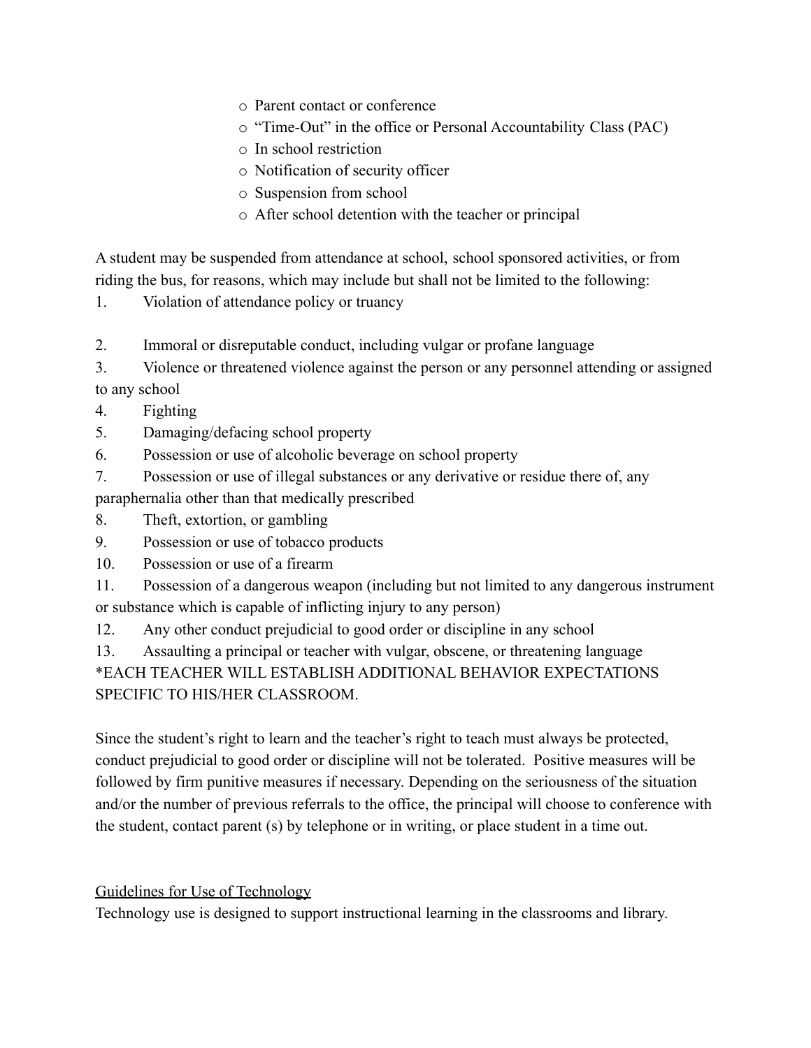- Parent contact or conference
- "Time-Out" in the office or Personal Accountability Class (PAC)
- In school restriction
- Notification of security officer
- Suspension from school
- After school detention with the teacher or principal

A student may be suspended from attendance at school, school sponsored activities, or from riding the bus, for reasons, which may include but shall not be limited to the following:

1. Violation of attendance policy or truancy
2. Immoral or disreputable conduct, including vulgar or profane language
3. Violence or threatened violence against the person or any personnel attending or assigned to any school
4. Fighting
5. Damaging/defacing school property
6. Possession or use of alcoholic beverage on school property
7. Possession or use of illegal substances or any derivative or residue there of, any paraphernalia other than that medically prescribed
8. Theft, extortion, or gambling
9. Possession or use of tobacco products
10. Possession or use of a firearm
11. Possession of a dangerous weapon (including but not limited to any dangerous instrument or substance which is capable of inflicting injury to any person)
12. Any other conduct prejudicial to good order or discipline in any school
13. Assaulting a principal or teacher with vulgar, obscene, or threatening language

*EACH TEACHER WILL ESTABLISH ADDITIONAL BEHAVIOR EXPECTATIONS SPECIFIC TO HIS/HER CLASSROOM.

Since the student's right to learn and the teacher's right to teach must always be protected, conduct prejudicial to good order or discipline will not be tolerated. Positive measures will be followed by firm punitive measures if necessary. Depending on the seriousness of the situation and/or the number of previous referrals to the office, the principal will choose to conference with the student, contact parent (s) by telephone or in writing, or place student in a time out.

<u>Guidelines for Use of Technology</u>

Technology use is designed to support instructional learning in the classrooms and library.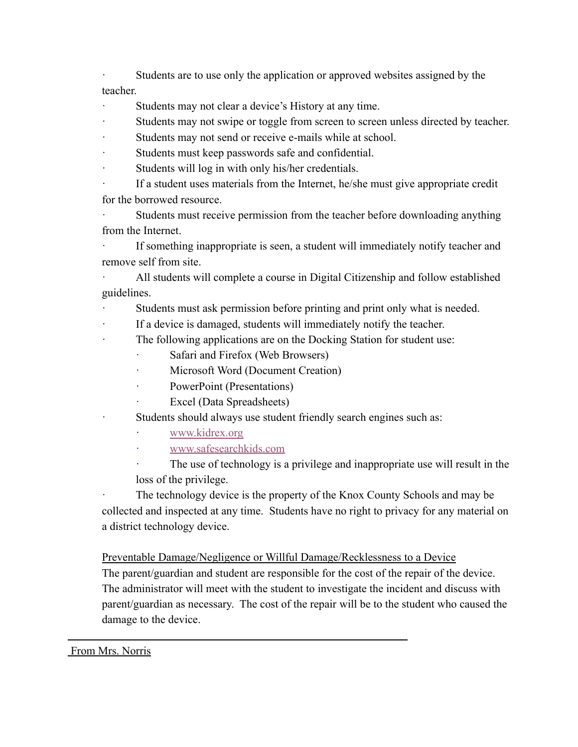- Students are to use only the application or approved websites assigned by the teacher.
- Students may not clear a device's History at any time.
- Students may not swipe or toggle from screen to screen unless directed by teacher.
- Students may not send or receive e-mails while at school.
- Students must keep passwords safe and confidential.
- Students will log in with only his/her credentials.
- If a student uses materials from the Internet, he/she must give appropriate credit for the borrowed resource.
- Students must receive permission from the teacher before downloading anything from the Internet.
- If something inappropriate is seen, a student will immediately notify teacher and remove self from site.
- All students will complete a course in Digital Citizenship and follow established guidelines.
- Students must ask permission before printing and print only what is needed.
- If a device is damaged, students will immediately notify the teacher.
- The following applications are on the Docking Station for student use:
    - Safari and Firefox (Web Browsers)
    - Microsoft Word (Document Creation)
    - PowerPoint (Presentations)
    - Excel (Data Spreadsheets)
- Students should always use student friendly search engines such as:
    - www.kidrex.org
    - www.safesearchkids.com
    - The use of technology is a privilege and inappropriate use will result in the loss of the privilege.
- The technology device is the property of the Knox County Schools and may be collected and inspected at any time. Students have no right to privacy for any material on a district technology device.

Preventable Damage/Negligence or Willful Damage/Recklessness to a Device

The parent/guardian and student are responsible for the cost of the repair of the device. The administrator will meet with the student to investigate the incident and discuss with parent/guardian as necessary. The cost of the repair will be to the student who caused the damage to the device.

---

From Mrs. Norris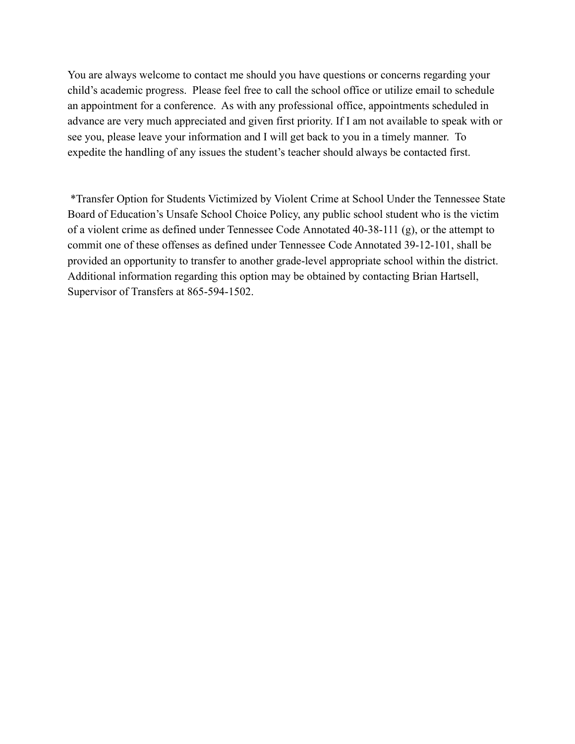You are always welcome to contact me should you have questions or concerns regarding your child's academic progress. Please feel free to call the school office or utilize email to schedule an appointment for a conference. As with any professional office, appointments scheduled in advance are very much appreciated and given first priority. If I am not available to speak with or see you, please leave your information and I will get back to you in a timely manner. To expedite the handling of any issues the student's teacher should always be contacted first.

*Transfer Option for Students Victimized by Violent Crime at School Under the Tennessee State Board of Education's Unsafe School Choice Policy, any public school student who is the victim of a violent crime as defined under Tennessee Code Annotated 40-38-111 (g), or the attempt to commit one of these offenses as defined under Tennessee Code Annotated 39-12-101, shall be provided an opportunity to transfer to another grade-level appropriate school within the district. Additional information regarding this option may be obtained by contacting Brian Hartsell, Supervisor of Transfers at 865-594-1502.